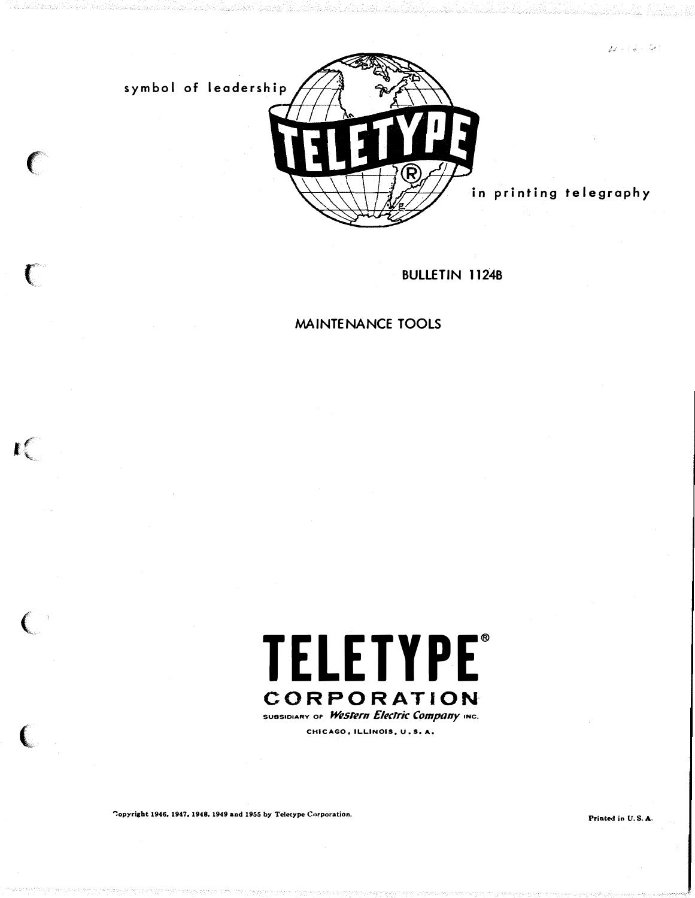symbol of leadership

TELETYPE®

in printing telegraphy

BULLETIN 1124B

# MAINTENANCE TOOLS

# TELETYPE®

## CORPORATION

SUBSIDIARY OF *Western Electric Company* INC.

CHICAGO, ILLINOIS, U. S. A.

Copyright 1946, 1947, 1948, 1949 and 1955 by Teletype Corporation.

Printed in U. S. A.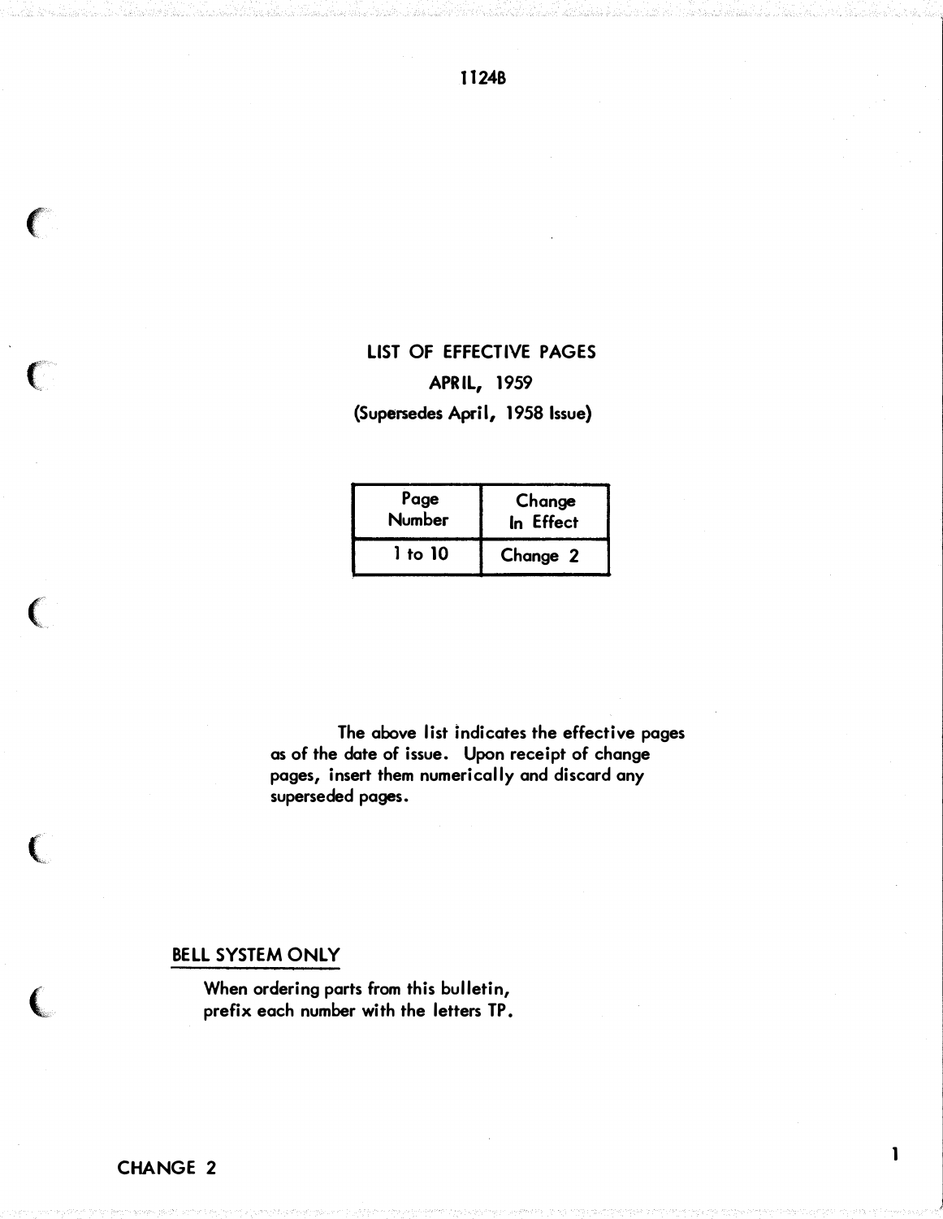## LIST OF EFFECTIVE PAGES

**APRIL, 1959**

**(Supersedes April, 1958 Issue)**

| Page Number | Change In Effect |
|---|---|
| 1 to 10 | Change 2 |

The above list indicates the effective pages as of the date of issue. Upon receipt of change pages, insert them numerically and discard any superseded pages.

**BELL SYSTEM ONLY**

When ordering parts from this bulletin, prefix each number with the letters TP.

CHANGE 2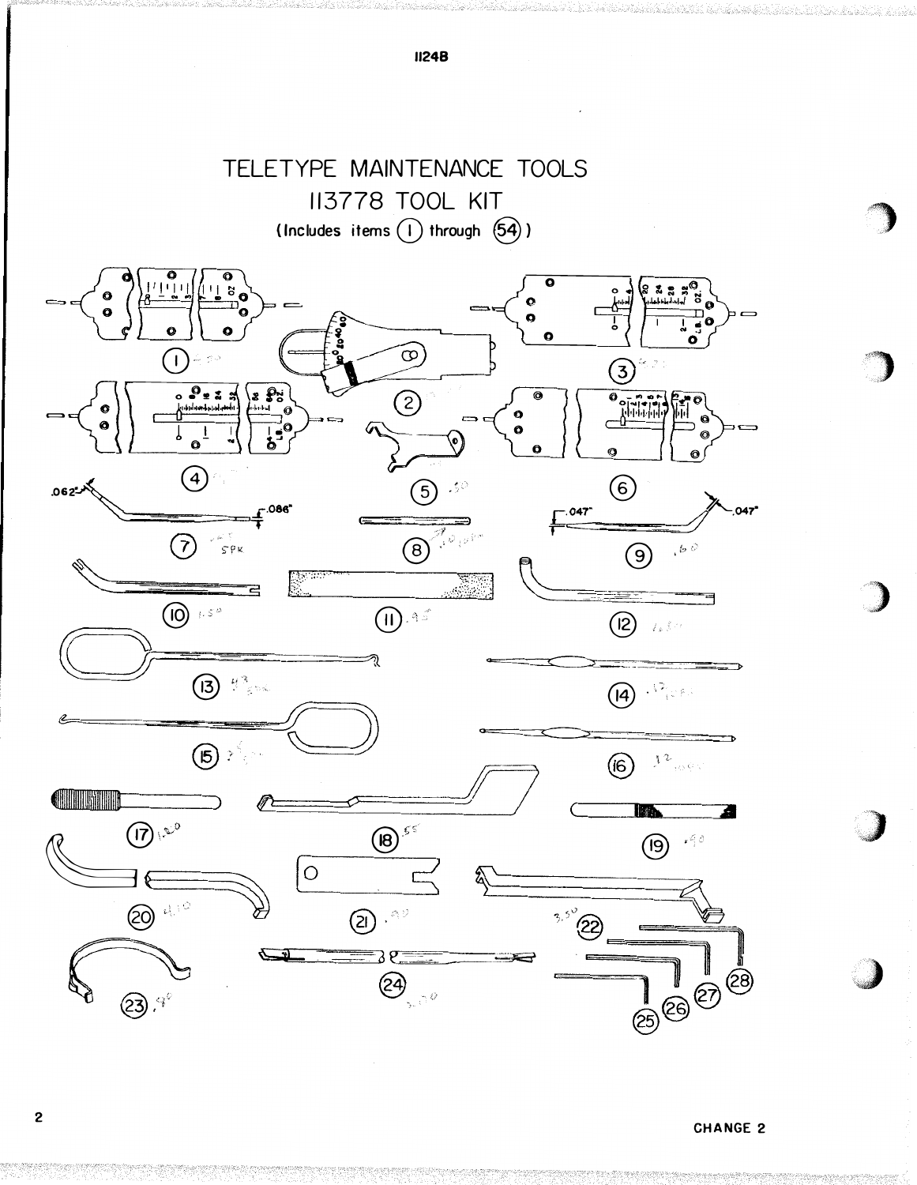# TELETYPE MAINTENANCE TOOLS

## 113778 TOOL KIT

(Includes items (1) through (54))

(1) (2) (3) (4) (5) (6)

.062" (7) .086"

(8)

.047" (9) .047"

(10) (11) (12)

(13) (14)

(15) (16)

(17) (18) (19)

(20) (21) (22)

(23) (24) (25) (26) (27) (28)

CHANGE 2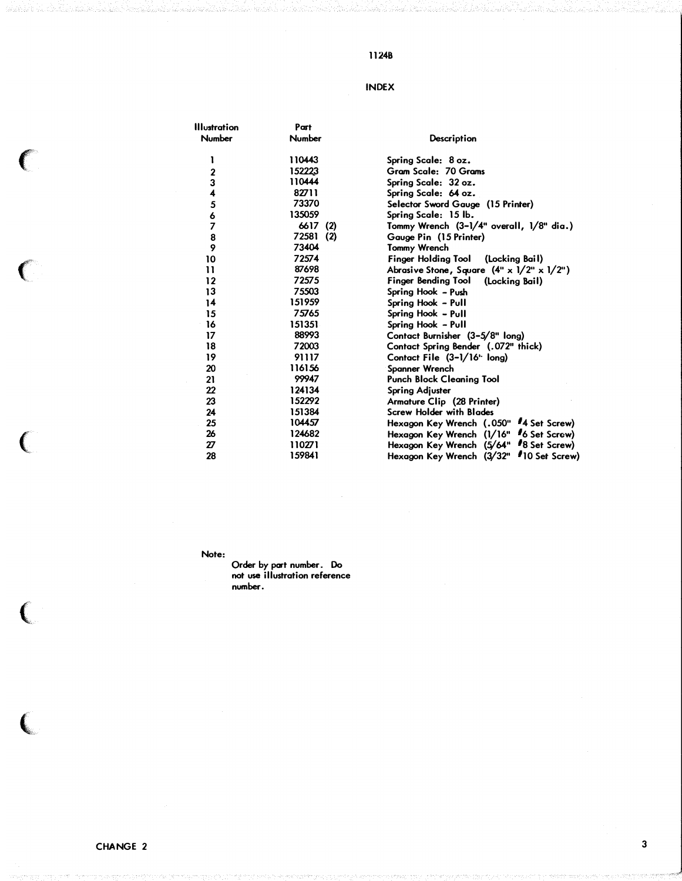1124B

# INDEX

| Illustration Number | Part Number | Description |
|---|---|---|
| 1 | 110443 | Spring Scale: 8 oz. |
| 2 | 152223 | Gram Scale: 70 Grams |
| 3 | 110444 | Spring Scale: 32 oz. |
| 4 | 82711 | Spring Scale: 64 oz. |
| 5 | 73370 | Selector Sword Gauge (15 Printer) |
| 6 | 135059 | Spring Scale: 15 lb. |
| 7 | 6617 (2) | Tommy Wrench (3-1/4" overall, 1/8" dia.) |
| 8 | 72581 (2) | Gauge Pin (15 Printer) |
| 9 | 73404 | Tommy Wrench |
| 10 | 72574 | Finger Holding Tool (Locking Bail) |
| 11 | 87698 | Abrasive Stone, Square (4" x 1/2" x 1/2") |
| 12 | 72575 | Finger Bending Tool (Locking Bail) |
| 13 | 75503 | Spring Hook - Push |
| 14 | 151959 | Spring Hook - Pull |
| 15 | 75765 | Spring Hook - Pull |
| 16 | 151351 | Spring Hook - Pull |
| 17 | 88993 | Contact Burnisher (3-5/8" long) |
| 18 | 72003 | Contact Spring Bender (.072" thick) |
| 19 | 91117 | Contact File (3-1/16" long) |
| 20 | 116156 | Spanner Wrench |
| 21 | 99947 | Punch Block Cleaning Tool |
| 22 | 124134 | Spring Adjuster |
| 23 | 152292 | Armature Clip (28 Printer) |
| 24 | 151384 | Screw Holder with Blades |
| 25 | 104457 | Hexagon Key Wrench (.050" #4 Set Screw) |
| 26 | 124682 | Hexagon Key Wrench (1/16" #6 Set Screw) |
| 27 | 110271 | Hexagon Key Wrench (5/64" #8 Set Screw) |
| 28 | 159841 | Hexagon Key Wrench (3/32" #10 Set Screw) |

Note:
Order by part number. Do not use illustration reference number.

CHANGE 2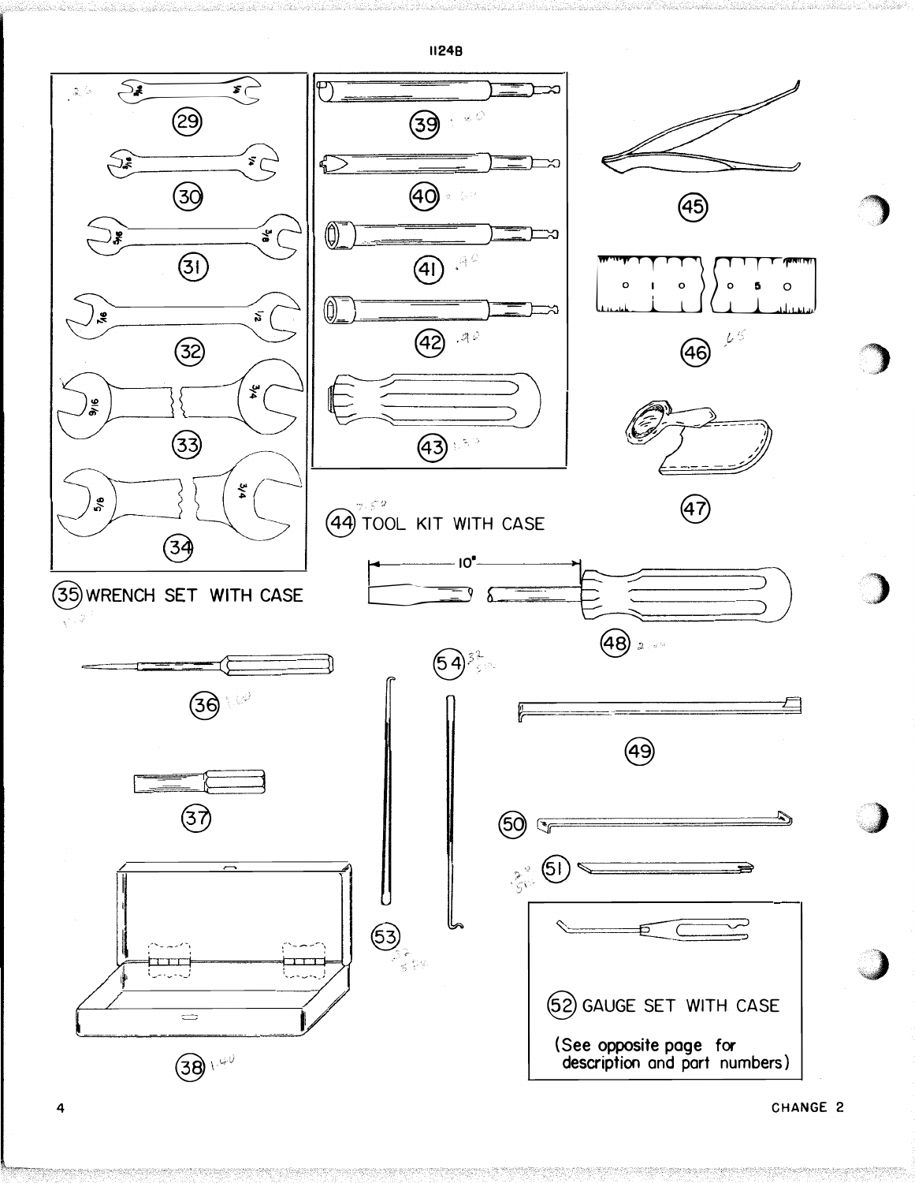1124B

(35) WRENCH SET WITH CASE

(44) TOOL KIT WITH CASE

(52) GAUGE SET WITH CASE

(See opposite page for description and part numbers)

CHANGE 2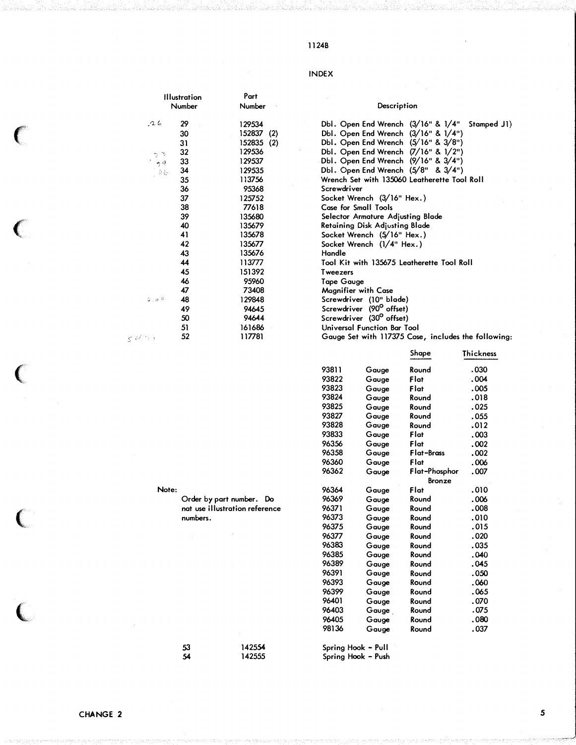## INDEX

| Illustration Number | Part Number | Description |
|---|---|---|
| 29 | 129534 | Dbl. Open End Wrench (3/16" & 1/4" Stamped J1) |
| 30 | 152837 (2) | Dbl. Open End Wrench (3/16" & 1/4") |
| 31 | 152835 (2) | Dbl. Open End Wrench (5/16" & 3/8") |
| 32 | 129536 | Dbl. Open End Wrench (7/16" & 1/2") |
| 33 | 129537 | Dbl. Open End Wrench (9/16" & 3/4") |
| 34 | 129535 | Dbl. Open End Wrench (5/8" & 3/4") |
| 35 | 113756 | Wrench Set with 135060 Leatherette Tool Roll |
| 36 | 95368 | Screwdriver |
| 37 | 125752 | Socket Wrench (3/16" Hex.) |
| 38 | 77618 | Case for Small Tools |
| 39 | 135680 | Selector Armature Adjusting Blade |
| 40 | 135679 | Retaining Disk Adjusting Blade |
| 41 | 135678 | Socket Wrench (5/16" Hex.) |
| 42 | 135677 | Socket Wrench (1/4" Hex.) |
| 43 | 135676 | Handle |
| 44 | 113777 | Tool Kit with 135675 Leatherette Tool Roll |
| 45 | 151392 | Tweezers |
| 46 | 95960 | Tape Gauge |
| 47 | 73408 | Magnifier with Case |
| 48 | 129848 | Screwdriver (10" blade) |
| 49 | 94645 | Screwdriver (90° offset) |
| 50 | 94644 | Screwdriver (30° offset) |
| 51 | 161686 | Universal Function Bar Tool |
| 52 | 117781 | Gauge Set with 117375 Case, includes the following: |

| Part Number | Description | Shape | Thickness |
|---|---|---|---|
| 93811 | Gauge | Round | .030 |
| 93822 | Gauge | Flat | .004 |
| 93823 | Gauge | Flat | .005 |
| 93824 | Gauge | Round | .018 |
| 93825 | Gauge | Round | .025 |
| 93827 | Gauge | Round | .055 |
| 93828 | Gauge | Round | .012 |
| 93833 | Gauge | Flat | .003 |
| 96356 | Gauge | Flat | .002 |
| 96358 | Gauge | Flat-Brass | .002 |
| 96360 | Gauge | Flat | .006 |
| 96362 | Gauge | Flat-Phosphor Bronze | .007 |
| 96364 | Gauge | Flat | .010 |
| 96369 | Gauge | Round | .006 |
| 96371 | Gauge | Round | .008 |
| 96373 | Gauge | Round | .010 |
| 96375 | Gauge | Round | .015 |
| 96377 | Gauge | Round | .020 |
| 96383 | Gauge | Round | .035 |
| 96385 | Gauge | Round | .040 |
| 96389 | Gauge | Round | .045 |
| 96391 | Gauge | Round | .050 |
| 96393 | Gauge | Round | .060 |
| 96399 | Gauge | Round | .065 |
| 96401 | Gauge | Round | .070 |
| 96403 | Gauge | Round | .075 |
| 96405 | Gauge | Round | .080 |
| 98136 | Gauge | Round | .037 |

| Illustration Number | Part Number | Description |
|---|---|---|
| 53 | 142554 | Spring Hook - Pull |
| 54 | 142555 | Spring Hook - Push |

Note:
Order by part number. Do not use illustration reference numbers.

CHANGE 2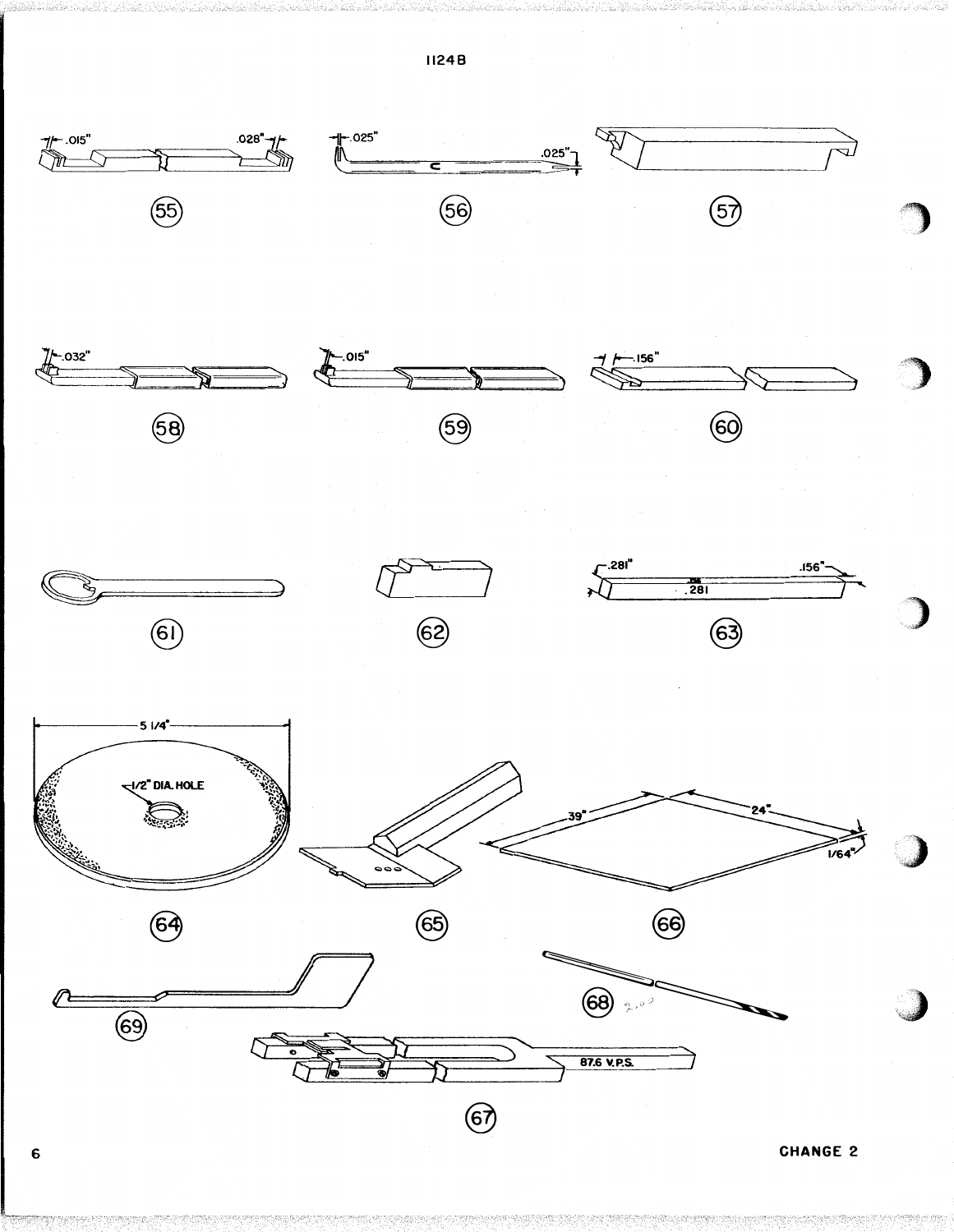.015" .028"

(55)

.025" .025"

(56)

(57)

.032"

(58)

.015"

(59)

.156"

(60)

(61)

(62)

.281" .156"

.281

(63)

5 1/4"

1/2" DIA. HOLE

(64)

(65)

39" 24" 1/64"

(66)

(68)

(69)

87.6 V.P.S.

(67)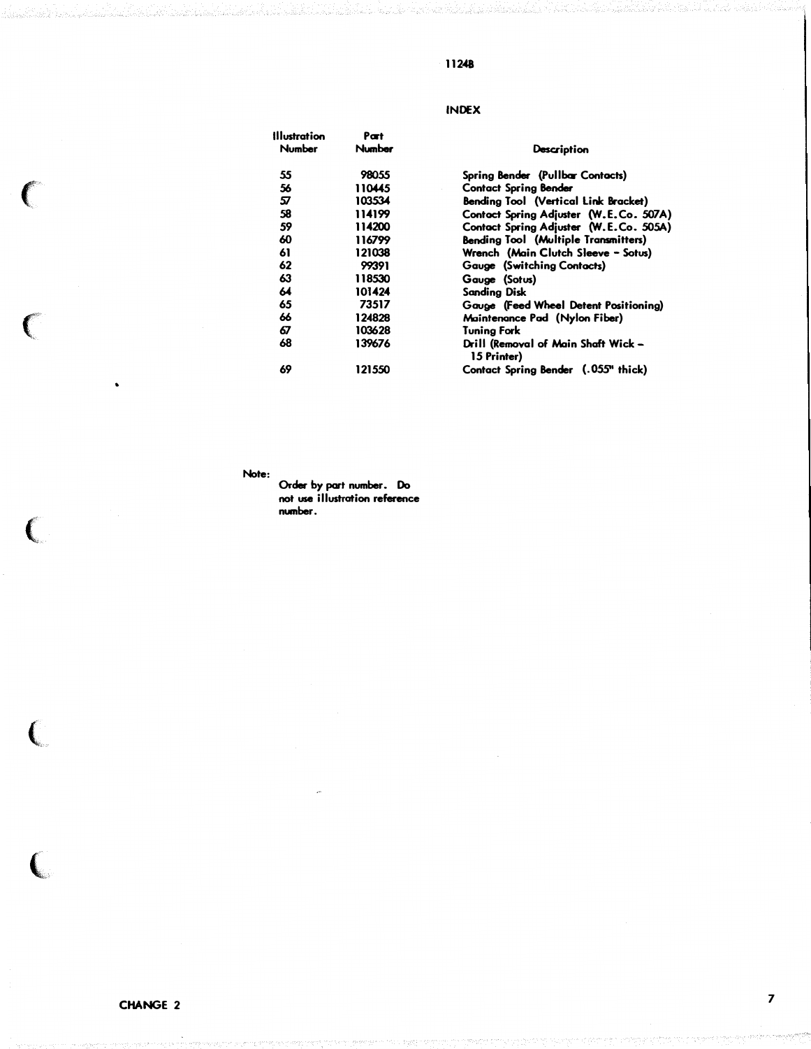11248

## INDEX

| Illustration Number | Part Number | Description |
|---|---|---|
| 55 | 98055 | Spring Bender (Pullbar Contacts) |
| 56 | 110445 | Contact Spring Bender |
| 57 | 103534 | Bending Tool (Vertical Link Bracket) |
| 58 | 114199 | Contact Spring Adjuster (W.E.Co. 507A) |
| 59 | 114200 | Contact Spring Adjuster (W.E.Co. 505A) |
| 60 | 116799 | Bending Tool (Multiple Transmitters) |
| 61 | 121038 | Wrench (Main Clutch Sleeve - Sotus) |
| 62 | 99391 | Gauge (Switching Contacts) |
| 63 | 118530 | Gauge (Sotus) |
| 64 | 101424 | Sanding Disk |
| 65 | 73517 | Gauge (Feed Wheel Detent Positioning) |
| 66 | 124828 | Maintenance Pad (Nylon Fiber) |
| 67 | 103628 | Tuning Fork |
| 68 | 139676 | Drill (Removal of Main Shaft Wick - 15 Printer) |
| 69 | 121550 | Contact Spring Bender (.055" thick) |

Note:
Order by part number. Do not use illustration reference number.

CHANGE 2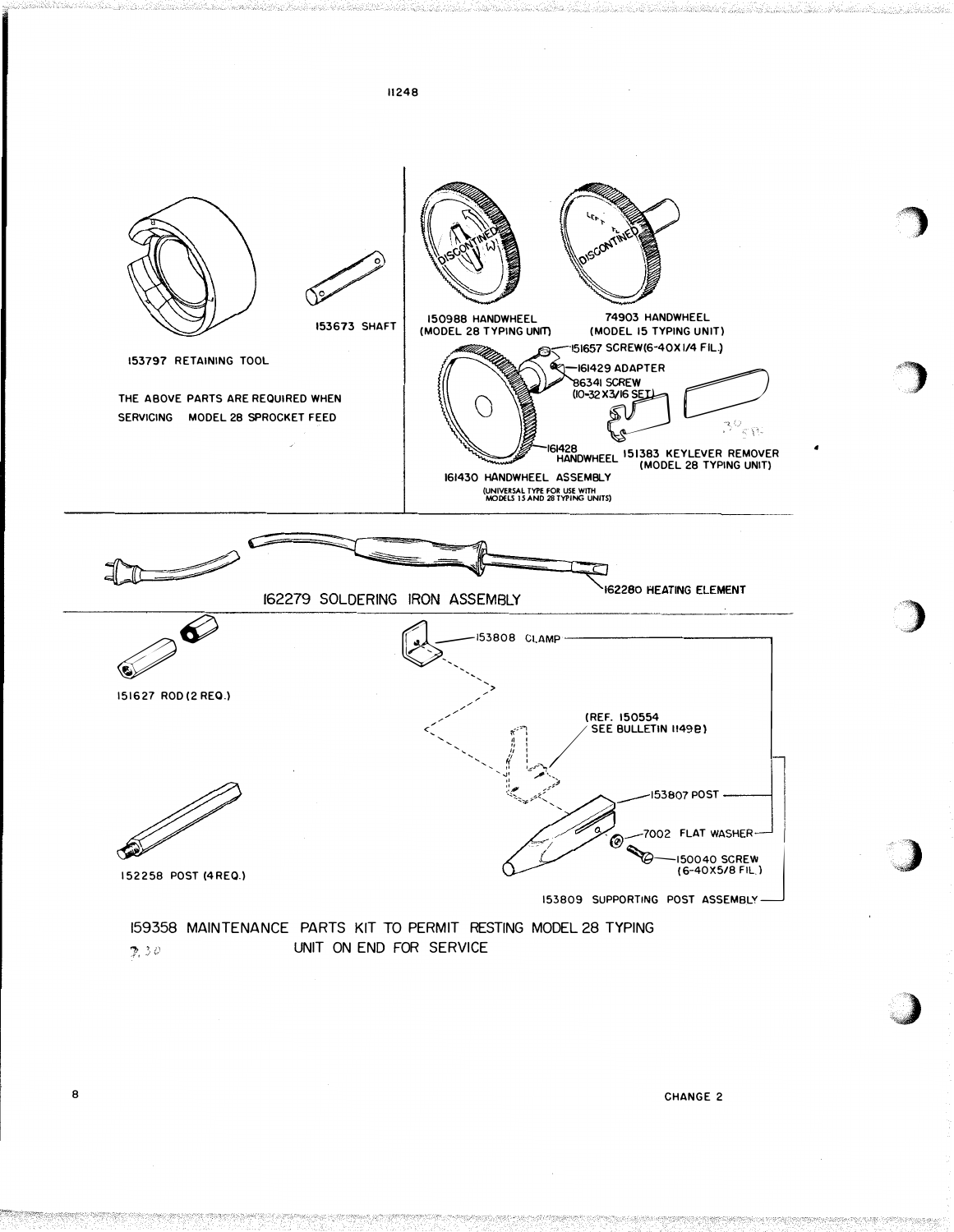153797 RETAINING TOOL

153673 SHAFT

THE ABOVE PARTS ARE REQUIRED WHEN SERVICING MODEL 28 SPROCKET FEED

150988 HANDWHEEL (MODEL 28 TYPING UNIT)

74903 HANDWHEEL (MODEL 15 TYPING UNIT)

151657 SCREW (6-40X1/4 FIL.)

161429 ADAPTER

86341 SCREW (10-32X3/16 SET)

161428 HANDWHEEL

161430 HANDWHEEL ASSEMBLY (UNIVERSAL TYPE FOR USE WITH MODELS 15 AND 28 TYPING UNITS)

151383 KEYLEVER REMOVER (MODEL 28 TYPING UNIT)

162279 SOLDERING IRON ASSEMBLY

162280 HEATING ELEMENT

151627 ROD (2 REQ.)

152258 POST (4 REQ.)

153808 CLAMP

(REF. 150554 SEE BULLETIN 1149B)

153807 POST

7002 FLAT WASHER

150040 SCREW (6-40X5/8 FIL.)

153809 SUPPORTING POST ASSEMBLY

159358 MAINTENANCE PARTS KIT TO PERMIT RESTING MODEL 28 TYPING UNIT ON END FOR SERVICE

CHANGE 2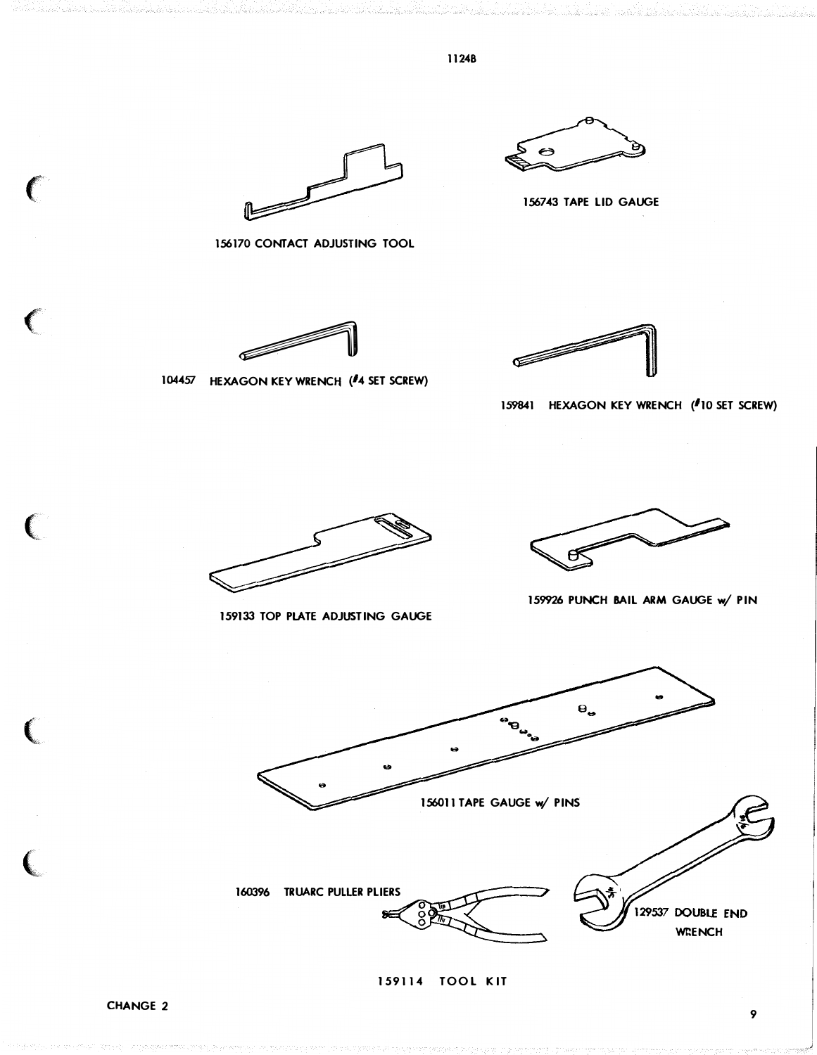156170 CONTACT ADJUSTING TOOL

156743 TAPE LID GAUGE

104457 HEXAGON KEY WRENCH (#4 SET SCREW)

159841 HEXAGON KEY WRENCH (#10 SET SCREW)

159133 TOP PLATE ADJUSTING GAUGE

159926 PUNCH BAIL ARM GAUGE w/ PIN

156011 TAPE GAUGE w/ PINS

160396 TRUARC PULLER PLIERS

129537 DOUBLE END WRENCH

159114 TOOL KIT

CHANGE 2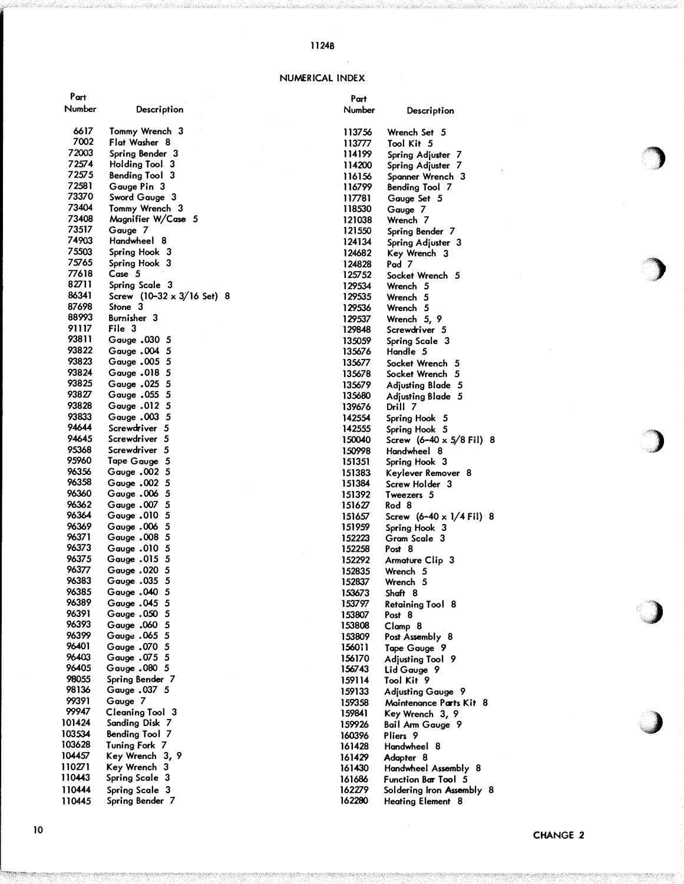1124B

# NUMERICAL INDEX

| Part Number | Description |
|---|---|
| 6617 | Tommy Wrench 3 |
| 7002 | Flat Washer 8 |
| 72003 | Spring Bender 3 |
| 72574 | Holding Tool 3 |
| 72575 | Bending Tool 3 |
| 72581 | Gauge Pin 3 |
| 73370 | Sword Gauge 3 |
| 73404 | Tommy Wrench 3 |
| 73408 | Magnifier W/Case 5 |
| 73517 | Gauge 7 |
| 74903 | Handwheel 8 |
| 75503 | Spring Hook 3 |
| 75765 | Spring Hook 3 |
| 77618 | Case 5 |
| 82711 | Spring Scale 3 |
| 86341 | Screw (10-32 x 3/16 Set) 8 |
| 87698 | Stone 3 |
| 88993 | Burnisher 3 |
| 91117 | File 3 |
| 93811 | Gauge .030 5 |
| 93822 | Gauge .004 5 |
| 93823 | Gauge .005 5 |
| 93824 | Gauge .018 5 |
| 93825 | Gauge .025 5 |
| 93827 | Gauge .055 5 |
| 93828 | Gauge .012 5 |
| 93833 | Gauge .003 5 |
| 94644 | Screwdriver 5 |
| 94645 | Screwdriver 5 |
| 95368 | Screwdriver 5 |
| 95960 | Tape Gauge 5 |
| 96356 | Gauge .002 5 |
| 96358 | Gauge .002 5 |
| 96360 | Gauge .006 5 |
| 96362 | Gauge .007 5 |
| 96364 | Gauge .010 5 |
| 96369 | Gauge .006 5 |
| 96371 | Gauge .008 5 |
| 96373 | Gauge .010 5 |
| 96375 | Gauge .015 5 |
| 96377 | Gauge .020 5 |
| 96383 | Gauge .035 5 |
| 96385 | Gauge .040 5 |
| 96389 | Gauge .045 5 |
| 96391 | Gauge .050 5 |
| 96393 | Gauge .060 5 |
| 96399 | Gauge .065 5 |
| 96401 | Gauge .070 5 |
| 96403 | Gauge .075 5 |
| 96405 | Gauge .080 5 |
| 98055 | Spring Bender 7 |
| 98136 | Gauge .037 5 |
| 99391 | Gauge 7 |
| 99947 | Cleaning Tool 3 |
| 101424 | Sanding Disk 7 |
| 103534 | Bending Tool 7 |
| 103628 | Tuning Fork 7 |
| 104457 | Key Wrench 3, 9 |
| 110271 | Key Wrench 3 |
| 110443 | Spring Scale 3 |
| 110444 | Spring Scale 3 |
| 110445 | Spring Bender 7 |
| 113756 | Wrench Set 5 |
| 113777 | Tool Kit 5 |
| 114199 | Spring Adjuster 7 |
| 114200 | Spring Adjuster 7 |
| 116156 | Spanner Wrench 3 |
| 116799 | Bending Tool 7 |
| 117781 | Gauge Set 5 |
| 118530 | Gauge 7 |
| 121038 | Wrench 7 |
| 121550 | Spring Bender 7 |
| 124134 | Spring Adjuster 3 |
| 124682 | Key Wrench 3 |
| 124828 | Pad 7 |
| 125752 | Socket Wrench 5 |
| 129534 | Wrench 5 |
| 129535 | Wrench 5 |
| 129536 | Wrench 5 |
| 129537 | Wrench 5, 9 |
| 129848 | Screwdriver 5 |
| 135059 | Spring Scale 3 |
| 135676 | Handle 5 |
| 135677 | Socket Wrench 5 |
| 135678 | Socket Wrench 5 |
| 135679 | Adjusting Blade 5 |
| 135680 | Adjusting Blade 5 |
| 139676 | Drill 7 |
| 142554 | Spring Hook 5 |
| 142555 | Spring Hook 5 |
| 150040 | Screw (6-40 x 5/8 Fil) 8 |
| 150998 | Handwheel 8 |
| 151351 | Spring Hook 3 |
| 151383 | Keylever Remover 8 |
| 151384 | Screw Holder 3 |
| 151392 | Tweezers 5 |
| 151627 | Rod 8 |
| 151657 | Screw (6-40 x 1/4 Fil) 8 |
| 151959 | Spring Hook 3 |
| 152223 | Gram Scale 3 |
| 152258 | Post 8 |
| 152292 | Armature Clip 3 |
| 152835 | Wrench 5 |
| 152837 | Wrench 5 |
| 153673 | Shaft 8 |
| 153797 | Retaining Tool 8 |
| 153807 | Post 8 |
| 153808 | Clamp 8 |
| 153809 | Post Assembly 8 |
| 156011 | Tape Gauge 9 |
| 156170 | Adjusting Tool 9 |
| 156743 | Lid Gauge 9 |
| 159114 | Tool Kit 9 |
| 159133 | Adjusting Gauge 9 |
| 159358 | Maintenance Parts Kit 8 |
| 159841 | Key Wrench 3, 9 |
| 159926 | Bail Arm Gauge 9 |
| 160396 | Pliers 9 |
| 161428 | Handwheel 8 |
| 161429 | Adapter 8 |
| 161430 | Handwheel Assembly 8 |
| 161686 | Function Bar Tool 5 |
| 162279 | Soldering Iron Assembly 8 |
| 162280 | Heating Element 8 |

CHANGE 2